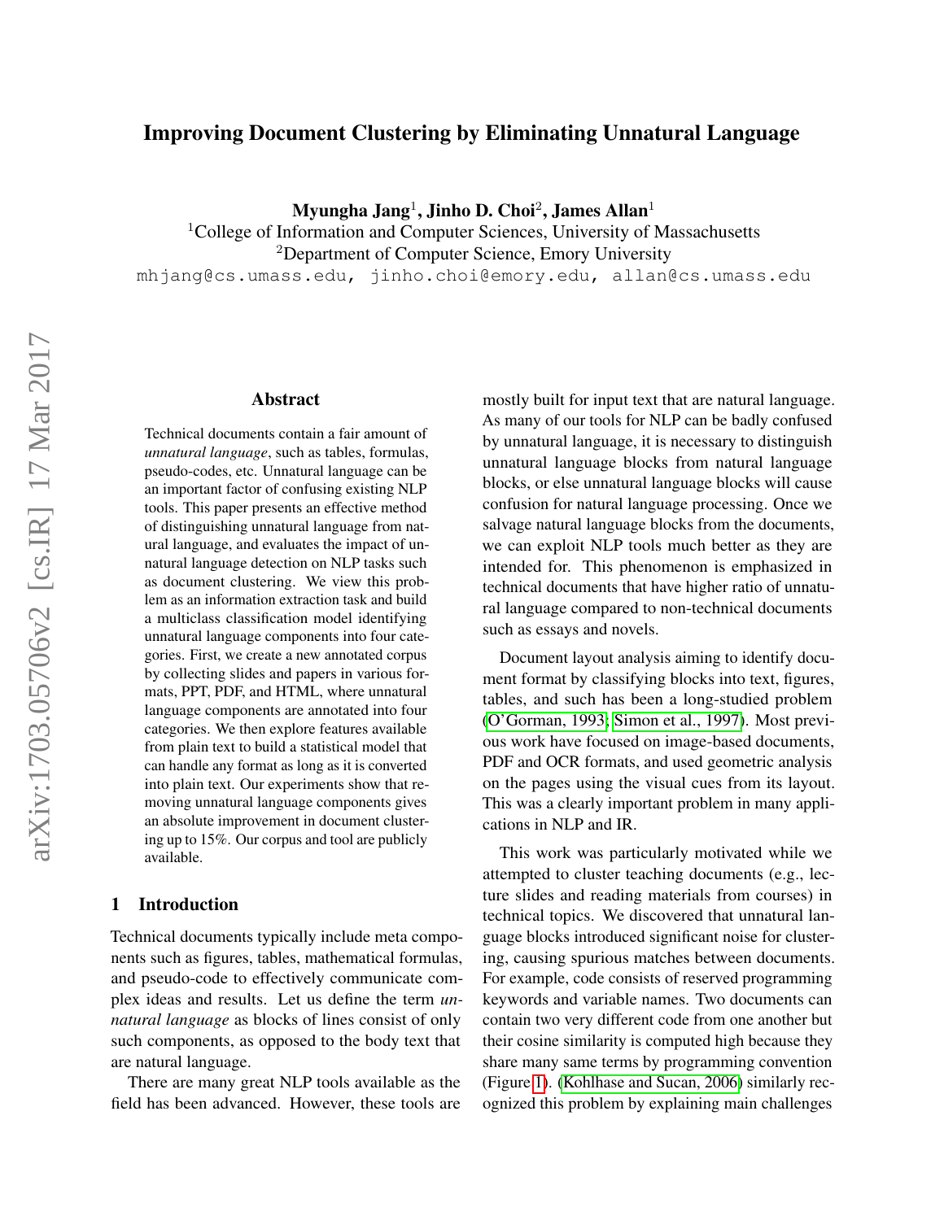# Improving Document Clustering by Eliminating Unnatural Language

**Myungha Jang[1], Jinho D. Choi[2], James Allan[1]**

[1]College of Information and Computer Sciences, University of Massachusetts
[2]Department of Computer Science, Emory University

mhjang@cs.umass.edu, jinho.choi@emory.edu, allan@cs.umass.edu

## Abstract

Technical documents contain a fair amount of *unnatural language*, such as tables, formulas, pseudo-codes, etc. Unnatural language can be an important factor of confusing existing NLP tools. This paper presents an effective method of distinguishing unnatural language from natural language, and evaluates the impact of unnatural language detection on NLP tasks such as document clustering. We view this problem as an information extraction task and build a multiclass classification model identifying unnatural language components into four categories. First, we create a new annotated corpus by collecting slides and papers in various formats, PPT, PDF, and HTML, where unnatural language components are annotated into four categories. We then explore features available from plain text to build a statistical model that can handle any format as long as it is converted into plain text. Our experiments show that removing unnatural language components gives an absolute improvement in document clustering up to 15%. Our corpus and tool are publicly available.

## 1 Introduction

Technical documents typically include meta components such as figures, tables, mathematical formulas, and pseudo-code to effectively communicate complex ideas and results. Let us define the term *unnatural language* as blocks of lines consist of only such components, as opposed to the body text that are natural language.

There are many great NLP tools available as the field has been advanced. However, these tools are mostly built for input text that are natural language. As many of our tools for NLP can be badly confused by unnatural language, it is necessary to distinguish unnatural language blocks from natural language blocks, or else unnatural language blocks will cause confusion for natural language processing. Once we salvage natural language blocks from the documents, we can exploit NLP tools much better as they are intended for. This phenomenon is emphasized in technical documents that have higher ratio of unnatural language compared to non-technical documents such as essays and novels.

Document layout analysis aiming to identify document format by classifying blocks into text, figures, tables, and such has been a long-studied problem (O'Gorman, 1993; Simon et al., 1997). Most previous work have focused on image-based documents, PDF and OCR formats, and used geometric analysis on the pages using the visual cues from its layout. This was a clearly important problem in many applications in NLP and IR.

This work was particularly motivated while we attempted to cluster teaching documents (e.g., lecture slides and reading materials from courses) in technical topics. We discovered that unnatural language blocks introduced significant noise for clustering, causing spurious matches between documents. For example, code consists of reserved programming keywords and variable names. Two documents can contain two very different code from one another but their cosine similarity is computed high because they share many same terms by programming convention (Figure 1). (Kohlhase and Sucan, 2006) similarly recognized this problem by explaining main challenges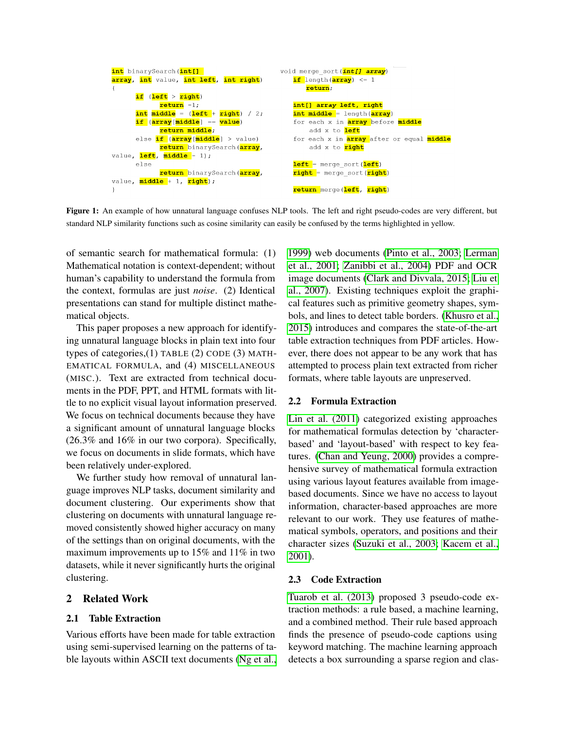```
int binarySearch(int[]
array, int value, int left, int right)
{
      if (left > right)
            return -1;
      int middle = (left + right) / 2;
      if (array[middle] == value)
            return middle;
      else if (array[middle] > value)
            return binarySearch(array,
value, left, middle - 1);
      else
            return binarySearch(array,
value, middle + 1, right);
}
```

```
void merge_sort(int[] array)
   if length(array) <= 1
      return;

   int[] array left, right
   int middle = length(array)
   for each x in array before middle
       add x to left
   for each x in array after or equal middle
       add x to right

   left = merge_sort(left)
   right = merge_sort(right)

   return merge(left, right)
```

**Figure 1:** An example of how unnatural language confuses NLP tools. The left and right pseudo-codes are very different, but standard NLP similarity functions such as cosine similarity can easily be confused by the terms highlighted in yellow.

of semantic search for mathematical formula: (1) Mathematical notation is context-dependent; without human's capability to understand the formula from the context, formulas are just *noise*. (2) Identical presentations can stand for multiple distinct mathematical objects.

This paper proposes a new approach for identifying unnatural language blocks in plain text into four types of categories,(1) TABLE (2) CODE (3) MATHEMATICAL FORMULA, and (4) MISCELLANEOUS (MISC.). Text are extracted from technical documents in the PDF, PPT, and HTML formats with little to no explicit visual layout information preserved. We focus on technical documents because they have a significant amount of unnatural language blocks (26.3% and 16% in our two corpora). Specifically, we focus on documents in slide formats, which have been relatively under-explored.

We further study how removal of unnatural language improves NLP tasks, document similarity and document clustering. Our experiments show that clustering on documents with unnatural language removed consistently showed higher accuracy on many of the settings than on original documents, with the maximum improvements up to 15% and 11% in two datasets, while it never significantly hurts the original clustering.

## 2 Related Work

### 2.1 Table Extraction

Various efforts have been made for table extraction using semi-supervised learning on the patterns of table layouts within ASCII text documents (Ng et al., 1999) web documents (Pinto et al., 2003; Lerman et al., 2001; Zanibbi et al., 2004) PDF and OCR image documents (Clark and Divvala, 2015; Liu et al., 2007). Existing techniques exploit the graphical features such as primitive geometry shapes, symbols, and lines to detect table borders. (Khusro et al., 2015) introduces and compares the state-of-the-art table extraction techniques from PDF articles. However, there does not appear to be any work that has attempted to process plain text extracted from richer formats, where table layouts are unpreserved.

### 2.2 Formula Extraction

Lin et al. (2011) categorized existing approaches for mathematical formulas detection by 'character-based' and 'layout-based' with respect to key features. (Chan and Yeung, 2000) provides a comprehensive survey of mathematical formula extraction using various layout features available from image-based documents. Since we have no access to layout information, character-based approaches are more relevant to our work. They use features of mathematical symbols, operators, and positions and their character sizes (Suzuki et al., 2003; Kacem et al., 2001).

### 2.3 Code Extraction

Tuarob et al. (2013) proposed 3 pseudo-code extraction methods: a rule based, a machine learning, and a combined method. Their rule based approach finds the presence of pseudo-code captions using keyword matching. The machine learning approach detects a box surrounding a sparse region and clas-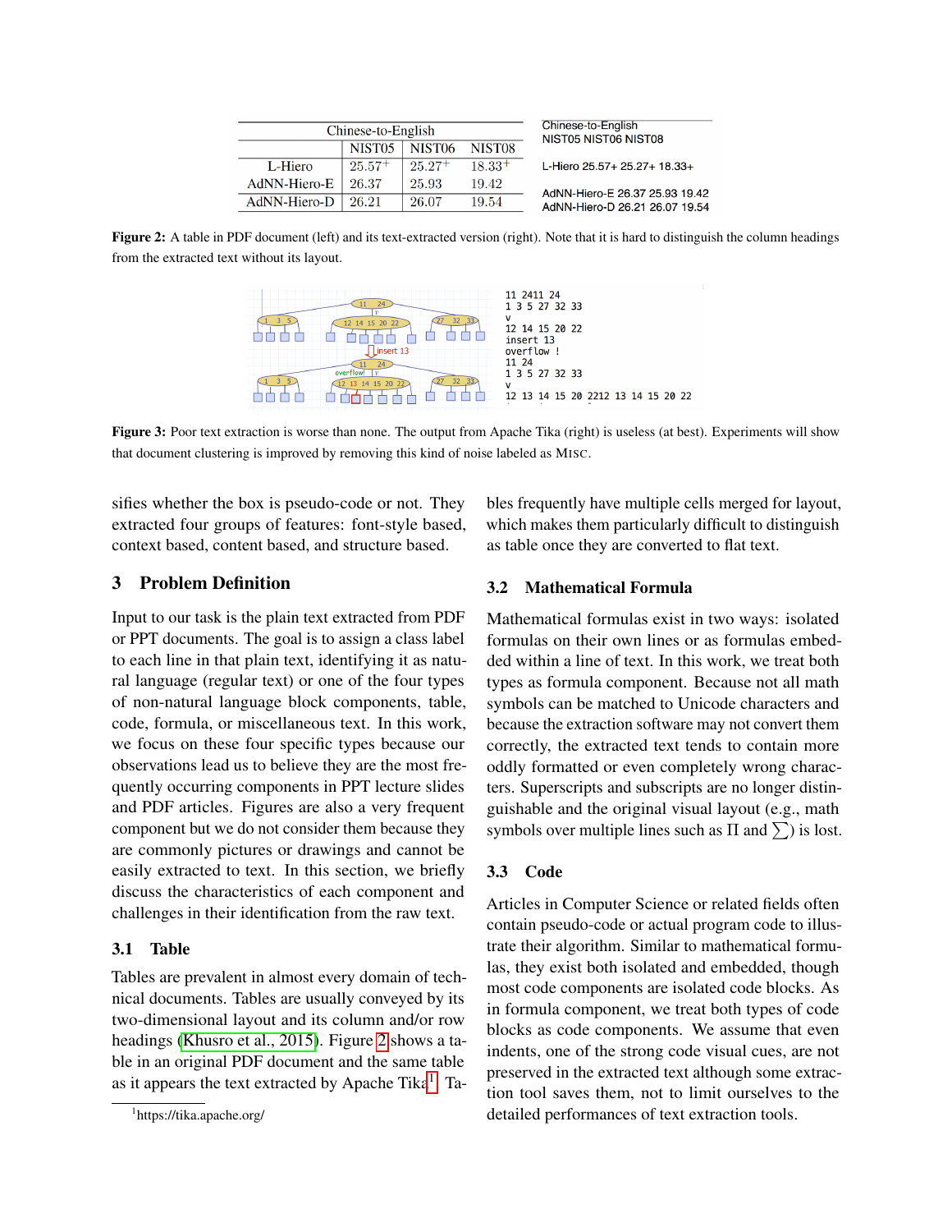| Chinese-to-English | | | |
|---|---|---|---|
| | NIST05 | NIST06 | NIST08 |
| L-Hiero | 25.57+ | 25.27+ | 18.33+ |
| AdNN-Hiero-E | 26.37 | 25.93 | 19.42 |
| AdNN-Hiero-D | 26.21 | 26.07 | 19.54 |

```
Chinese-to-English
NIST05 NIST06 NIST08

L-Hiero 25.57+ 25.27+ 18.33+

AdNN-Hiero-E 26.37 25.93 19.42
AdNN-Hiero-D 26.21 26.07 19.54
```

**Figure 2:** A table in PDF document (left) and its text-extracted version (right). Note that it is hard to distinguish the column headings from the extracted text without its layout.

```
11 2411 24
1 3 5 27 32 33
v
12 14 15 20 22
insert 13
overflow !
11 24
1 3 5 27 32 33
v
12 13 14 15 20 2212 13 14 15 20 22
```

**Figure 3:** Poor text extraction is worse than none. The output from Apache Tika (right) is useless (at best). Experiments will show that document clustering is improved by removing this kind of noise labeled as MISC.

sifies whether the box is pseudo-code or not. They extracted four groups of features: font-style based, context based, content based, and structure based.

## 3 Problem Definition

Input to our task is the plain text extracted from PDF or PPT documents. The goal is to assign a class label to each line in that plain text, identifying it as natural language (regular text) or one of the four types of non-natural language block components, table, code, formula, or miscellaneous text. In this work, we focus on these four specific types because our observations lead us to believe they are the most frequently occurring components in PPT lecture slides and PDF articles. Figures are also a very frequent component but we do not consider them because they are commonly pictures or drawings and cannot be easily extracted to text. In this section, we briefly discuss the characteristics of each component and challenges in their identification from the raw text.

### 3.1 Table

Tables are prevalent in almost every domain of technical documents. Tables are usually conveyed by its two-dimensional layout and its column and/or row headings (Khusro et al., 2015). Figure 2 shows a table in an original PDF document and the same table as it appears the text extracted by Apache Tika[1]. Tables frequently have multiple cells merged for layout, which makes them particularly difficult to distinguish as table once they are converted to flat text.

### 3.2 Mathematical Formula

Mathematical formulas exist in two ways: isolated formulas on their own lines or as formulas embedded within a line of text. In this work, we treat both types as formula component. Because not all math symbols can be matched to Unicode characters and because the extraction software may not convert them correctly, the extracted text tends to contain more oddly formatted or even completely wrong characters. Superscripts and subscripts are no longer distinguishable and the original visual layout (e.g., math symbols over multiple lines such as $\Pi$ and $\sum$) is lost.

### 3.3 Code

Articles in Computer Science or related fields often contain pseudo-code or actual program code to illustrate their algorithm. Similar to mathematical formulas, they exist both isolated and embedded, though most code components are isolated code blocks. As in formula component, we treat both types of code blocks as code components. We assume that even indents, one of the strong code visual cues, are not preserved in the extracted text although some extraction tool saves them, not to limit ourselves to the detailed performances of text extraction tools.

[1] https://tika.apache.org/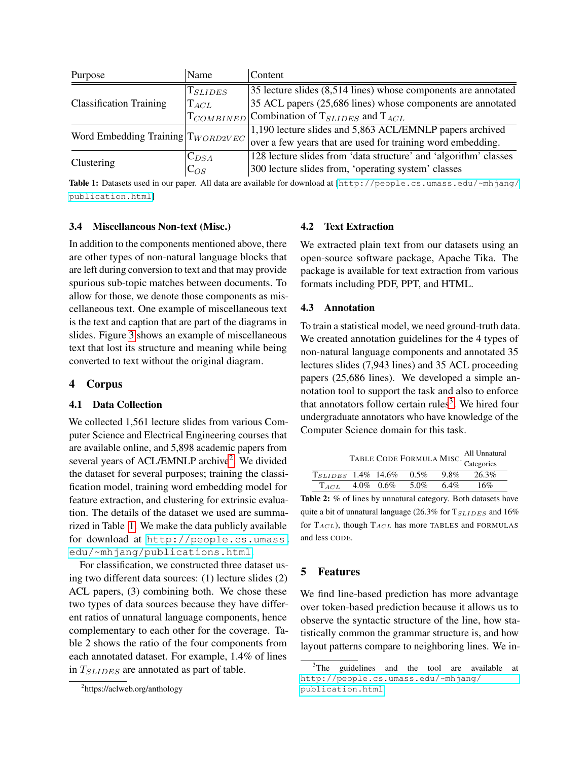| Purpose | Name | Content |
|---|---|---|
| Classification Training | $T_{SLIDES}$ | 35 lecture slides (8,514 lines) whose components are annotated |
| | $T_{ACL}$ | 35 ACL papers (25,686 lines) whose components are annotated |
| | $T_{COMBINED}$ | Combination of $T_{SLIDES}$ and $T_{ACL}$ |
| Word Embedding Training | $T_{WORD2VEC}$ | 1,190 lecture slides and 5,863 ACL/EMNLP papers archived over a few years that are used for training word embedding. |
| Clustering | $C_{DSA}$ | 128 lecture slides from 'data structure' and 'algorithm' classes |
| | $C_{OS}$ | 300 lecture slides from, 'operating system' classes |

**Table 1:** Datasets used in our paper. All data are available for download at [http://people.cs.umass.edu/~mhjang/publication.html]

### 3.4 Miscellaneous Non-text (Misc.)

In addition to the components mentioned above, there are other types of non-natural language blocks that are left during conversion to text and that may provide spurious sub-topic matches between documents. To allow for those, we denote those components as miscellaneous text. One example of miscellaneous text is the text and caption that are part of the diagrams in slides. Figure 3 shows an example of miscellaneous text that lost its structure and meaning while being converted to text without the original diagram.

## 4 Corpus

### 4.1 Data Collection

We collected 1,561 lecture slides from various Computer Science and Electrical Engineering courses that are available online, and 5,898 academic papers from several years of ACL/EMNLP archive[2]. We divided the dataset for several purposes; training the classification model, training word embedding model for feature extraction, and clustering for extrinsic evaluation. The details of the dataset we used are summarized in Table 1. We make the data publicly available for download at http://people.cs.umass.edu/~mhjang/publications.html

For classification, we constructed three dataset using two different data sources: (1) lecture slides (2) ACL papers, (3) combining both. We chose these two types of data sources because they have different ratios of unnatural language components, hence complementary to each other for the coverage. Table 2 shows the ratio of the four components from each annotated dataset. For example, 1.4% of lines in $T_{SLIDES}$ are annotated as part of table.

[2] https://aclweb.org/anthology

### 4.2 Text Extraction

We extracted plain text from our datasets using an open-source software package, Apache Tika. The package is available for text extraction from various formats including PDF, PPT, and HTML.

### 4.3 Annotation

To train a statistical model, we need ground-truth data. We created annotation guidelines for the 4 types of non-natural language components and annotated 35 lectures slides (7,943 lines) and 35 ACL proceeding papers (25,686 lines). We developed a simple annotation tool to support the task and also to enforce that annotators follow certain rules[3]. We hired four undergraduate annotators who have knowledge of the Computer Science domain for this task.

| | TABLE | CODE | FORMULA | MISC. | All Unnatural Categories |
|---|---|---|---|---|---|
| $T_{SLIDES}$ | 1.4% | 14.6% | 0.5% | 9.8% | 26.3% |
| $T_{ACL}$ | 4.0% | 0.6% | 5.0% | 6.4% | 16% |

**Table 2:** % of lines by unnatural category. Both datasets have quite a bit of unnatural language (26.3% for $T_{SLIDES}$ and 16% for $T_{ACL}$), though $T_{ACL}$ has more TABLES and FORMULAS and less CODE.

## 5 Features

We find line-based prediction has more advantage over token-based prediction because it allows us to observe the syntactic structure of the line, how statistically common the grammar structure is, and how layout patterns compare to neighboring lines. We in-

[3] The guidelines and the tool are available at http://people.cs.umass.edu/~mhjang/publication.html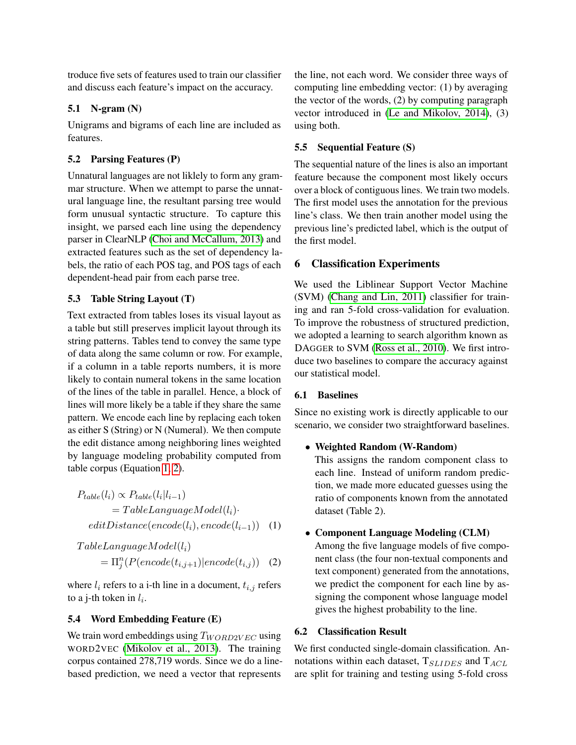troduce five sets of features used to train our classifier and discuss each feature's impact on the accuracy.

### 5.1 N-gram (N)

Unigrams and bigrams of each line are included as features.

### 5.2 Parsing Features (P)

Unnatural languages are not liklely to form any grammar structure. When we attempt to parse the unnatural language line, the resultant parsing tree would form unusual syntactic structure. To capture this insight, we parsed each line using the dependency parser in ClearNLP (Choi and McCallum, 2013) and extracted features such as the set of dependency labels, the ratio of each POS tag, and POS tags of each dependent-head pair from each parse tree.

### 5.3 Table String Layout (T)

Text extracted from tables loses its visual layout as a table but still preserves implicit layout through its string patterns. Tables tend to convey the same type of data along the same column or row. For example, if a column in a table reports numbers, it is more likely to contain numeral tokens in the same location of the lines of the table in parallel. Hence, a block of lines will more likely be a table if they share the same pattern. We encode each line by replacing each token as either S (String) or N (Numeral). We then compute the edit distance among neighboring lines weighted by language modeling probability computed from table corpus (Equation 1, 2).

$$
\begin{aligned}
P_{table}(l_i) &\propto P_{table}(l_i|l_{i-1}) \\
&= TableLanguageModel(l_i) \cdot \\
&\quad editDistance(encode(l_i), encode(l_{i-1})) \quad (1)
\end{aligned}
$$

$$
\begin{aligned}
&TableLanguageModel(l_i) \\
&\quad = \Pi_j^n (P(encode(t_{i,j+1})|encode(t_{i,j})) \quad (2)
\end{aligned}
$$

where $l_i$ refers to a i-th line in a document, $t_{i,j}$ refers to a j-th token in $l_i$.

### 5.4 Word Embedding Feature (E)

We train word embeddings using $T_{WORD2VEC}$ using WORD2VEC (Mikolov et al., 2013). The training corpus contained 278,719 words. Since we do a line-based prediction, we need a vector that represents the line, not each word. We consider three ways of computing line embedding vector: (1) by averaging the vector of the words, (2) by computing paragraph vector introduced in (Le and Mikolov, 2014), (3) using both.

### 5.5 Sequential Feature (S)

The sequential nature of the lines is also an important feature because the component most likely occurs over a block of contiguous lines. We train two models. The first model uses the annotation for the previous line's class. We then train another model using the previous line's predicted label, which is the output of the first model.

## 6 Classification Experiments

We used the Liblinear Support Vector Machine (SVM) (Chang and Lin, 2011) classifier for training and ran 5-fold cross-validation for evaluation. To improve the robustness of structured prediction, we adopted a learning to search algorithm known as DAGGER to SVM (Ross et al., 2010). We first introduce two baselines to compare the accuracy against our statistical model.

### 6.1 Baselines

Since no existing work is directly applicable to our scenario, we consider two straightforward baselines.

- **Weighted Random (W-Random)**
  This assigns the random component class to each line. Instead of uniform random prediction, we made more educated guesses using the ratio of components known from the annotated dataset (Table 2).

- **Component Language Modeling (CLM)**
  Among the five language models of five component class (the four non-textual components and text component) generated from the annotations, we predict the component for each line by assigning the component whose language model gives the highest probability to the line.

### 6.2 Classification Result

We first conducted single-domain classification. Annotations within each dataset, $T_{SLIDES}$ and $T_{ACL}$ are split for training and testing using 5-fold cross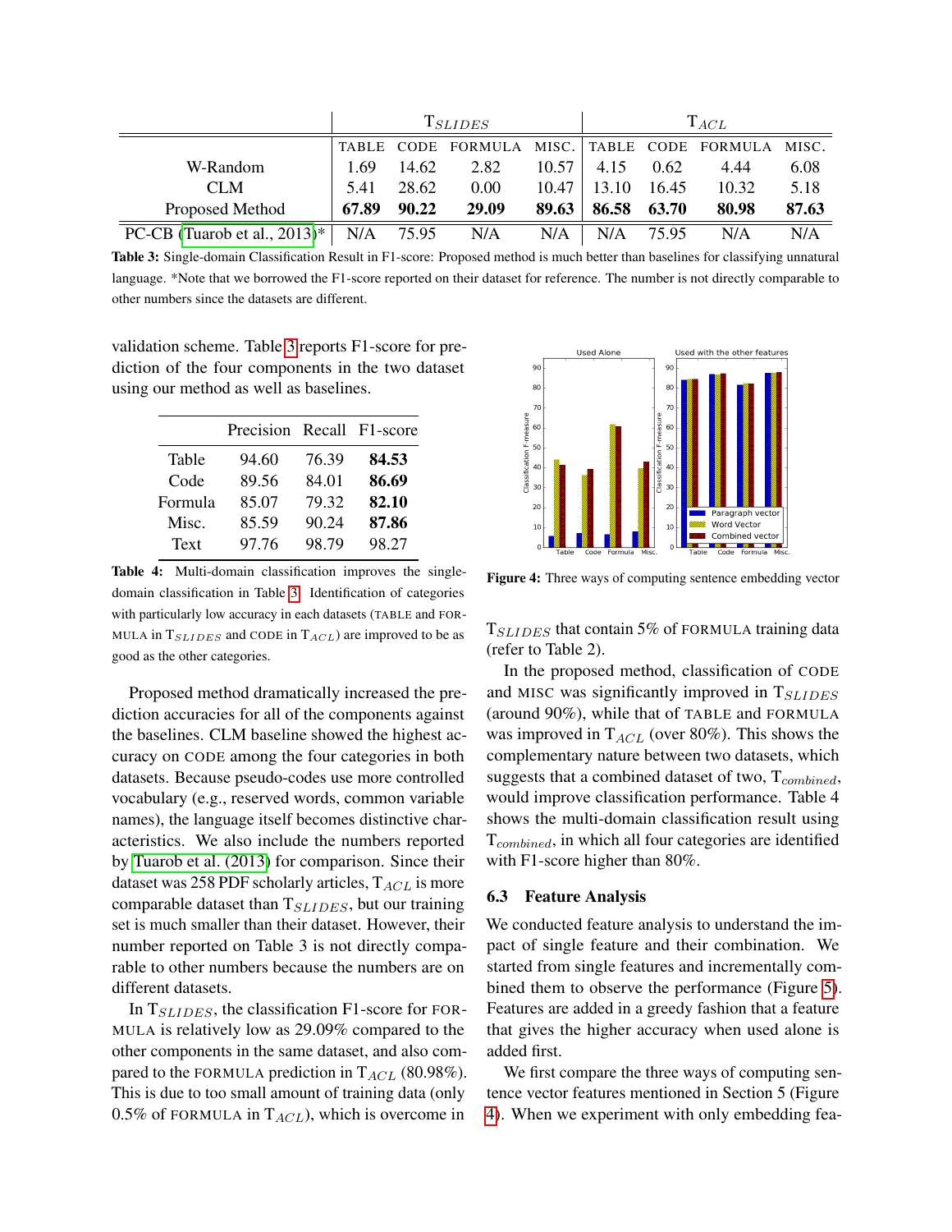| | $T_{SLIDES}$ | | | | $T_{ACL}$ | | | |
|---|---|---|---|---|---|---|---|---|
| | TABLE | CODE | FORMULA | MISC. | TABLE | CODE | FORMULA | MISC. |
| W-Random | 1.69 | 14.62 | 2.82 | 10.57 | 4.15 | 0.62 | 4.44 | 6.08 |
| CLM | 5.41 | 28.62 | 0.00 | 10.47 | 13.10 | 16.45 | 10.32 | 5.18 |
| Proposed Method | **67.89** | **90.22** | **29.09** | **89.63** | **86.58** | **63.70** | **80.98** | **87.63** |
| PC-CB (Tuarob et al., 2013)* | N/A | 75.95 | N/A | N/A | N/A | 75.95 | N/A | N/A |

**Table 3:** Single-domain Classification Result in F1-score: Proposed method is much better than baselines for classifying unnatural language. *Note that we borrowed the F1-score reported on their dataset for reference. The number is not directly comparable to other numbers since the datasets are different.

validation scheme. Table 3 reports F1-score for prediction of the four components in the two dataset using our method as well as baselines.

| | Precision | Recall | F1-score |
|---|---|---|---|
| Table | 94.60 | 76.39 | **84.53** |
| Code | 89.56 | 84.01 | **86.69** |
| Formula | 85.07 | 79.32 | **82.10** |
| Misc. | 85.59 | 90.24 | **87.86** |
| Text | 97.76 | 98.79 | 98.27 |

**Table 4:** Multi-domain classification improves the single-domain classification in Table 3. Identification of categories with particularly low accuracy in each datasets (TABLE and FORMULA in $T_{SLIDES}$ and CODE in $T_{ACL}$) are improved to be as good as the other categories.

Proposed method dramatically increased the prediction accuracies for all of the components against the baselines. CLM baseline showed the highest accuracy on CODE among the four categories in both datasets. Because pseudo-codes use more controlled vocabulary (e.g., reserved words, common variable names), the language itself becomes distinctive characteristics. We also include the numbers reported by Tuarob et al. (2013) for comparison. Since their dataset was 258 PDF scholarly articles, $T_{ACL}$ is more comparable dataset than $T_{SLIDES}$, but our training set is much smaller than their dataset. However, their number reported on Table 3 is not directly comparable to other numbers because the numbers are on different datasets.

In $T_{SLIDES}$, the classification F1-score for FORMULA is relatively low as 29.09% compared to the other components in the same dataset, and also compared to the FORMULA prediction in $T_{ACL}$ (80.98%). This is due to too small amount of training data (only 0.5% of FORMULA in $T_{ACL}$), which is overcome in $T_{SLIDES}$ that contain 5% of FORMULA training data (refer to Table 2).

Figure 4: Three ways of computing sentence embedding vector

In the proposed method, classification of CODE and MISC was significantly improved in $T_{SLIDES}$ (around 90%), while that of TABLE and FORMULA was improved in $T_{ACL}$ (over 80%). This shows the complementary nature between two datasets, which suggests that a combined dataset of two, $T_{combined}$, would improve classification performance. Table 4 shows the multi-domain classification result using $T_{combined}$, in which all four categories are identified with F1-score higher than 80%.

### 6.3 Feature Analysis

We conducted feature analysis to understand the impact of single feature and their combination. We started from single features and incrementally combined them to observe the performance (Figure 5). Features are added in a greedy fashion that a feature that gives the higher accuracy when used alone is added first.

We first compare the three ways of computing sentence vector features mentioned in Section 5 (Figure 4). When we experiment with only embedding fea-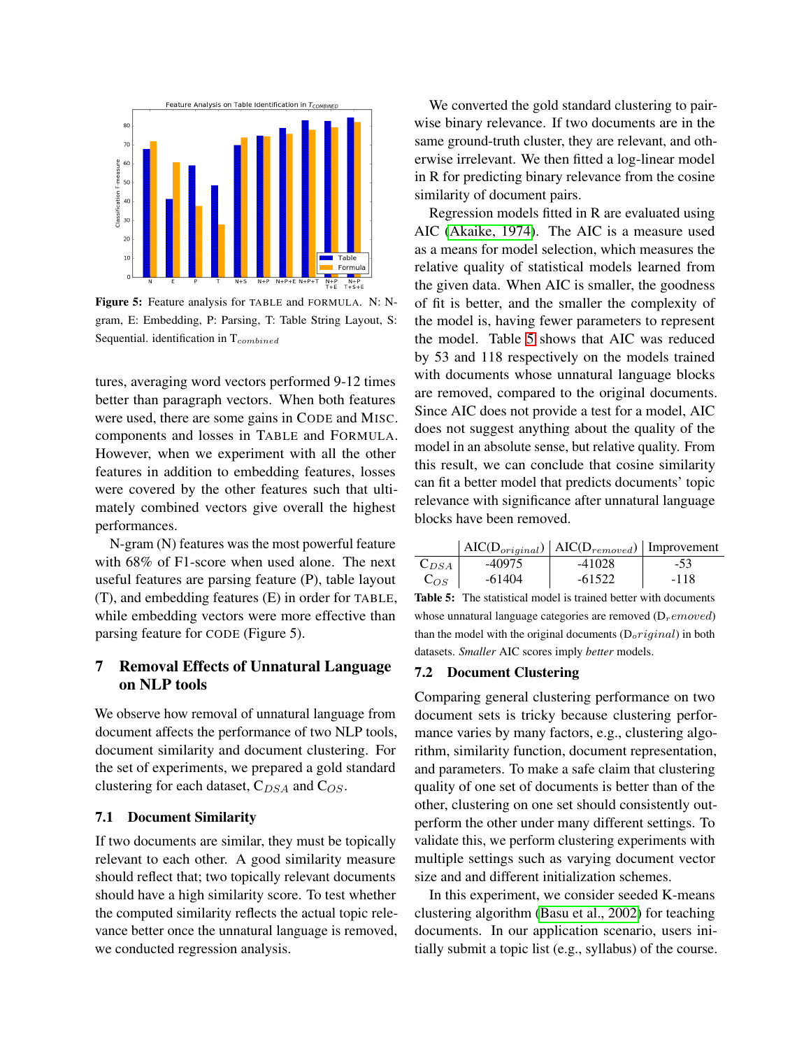Figure 5: Feature analysis for TABLE and FORMULA. N: N-gram, E: Embedding, P: Parsing, T: Table String Layout, S: Sequential. identification in $T_{combined}$

tures, averaging word vectors performed 9-12 times better than paragraph vectors. When both features were used, there are some gains in CODE and MISC. components and losses in TABLE and FORMULA. However, when we experiment with all the other features in addition to embedding features, losses were covered by the other features such that ultimately combined vectors give overall the highest performances.

N-gram (N) features was the most powerful feature with 68% of F1-score when used alone. The next useful features are parsing feature (P), table layout (T), and embedding features (E) in order for TABLE, while embedding vectors were more effective than parsing feature for CODE (Figure 5).

## 7 Removal Effects of Unnatural Language on NLP tools

We observe how removal of unnatural language from document affects the performance of two NLP tools, document similarity and document clustering. For the set of experiments, we prepared a gold standard clustering for each dataset, $C_{DSA}$ and $C_{OS}$.

### 7.1 Document Similarity

If two documents are similar, they must be topically relevant to each other. A good similarity measure should reflect that; two topically relevant documents should have a high similarity score. To test whether the computed similarity reflects the actual topic relevance better once the unnatural language is removed, we conducted regression analysis.

We converted the gold standard clustering to pairwise binary relevance. If two documents are in the same ground-truth cluster, they are relevant, and otherwise irrelevant. We then fitted a log-linear model in R for predicting binary relevance from the cosine similarity of document pairs.

Regression models fitted in R are evaluated using AIC (Akaike, 1974). The AIC is a measure used as a means for model selection, which measures the relative quality of statistical models learned from the given data. When AIC is smaller, the goodness of fit is better, and the smaller the complexity of the model is, having fewer parameters to represent the model. Table 5 shows that AIC was reduced by 53 and 118 respectively on the models trained with documents whose unnatural language blocks are removed, compared to the original documents. Since AIC does not provide a test for a model, AIC does not suggest anything about the quality of the model in an absolute sense, but relative quality. From this result, we can conclude that cosine similarity can fit a better model that predicts documents' topic relevance with significance after unnatural language blocks have been removed.

| | AIC($D_{original}$) | AIC($D_{removed}$) | Improvement |
|---|---|---|---|
| $C_{DSA}$ | -40975 | -41028 | -53 |
| $C_{OS}$ | -61404 | -61522 | -118 |

**Table 5:** The statistical model is trained better with documents whose unnatural language categories are removed ($D_removed$) than the model with the original documents ($D_original$) in both datasets. *Smaller* AIC scores imply *better* models.

### 7.2 Document Clustering

Comparing general clustering performance on two document sets is tricky because clustering performance varies by many factors, e.g., clustering algorithm, similarity function, document representation, and parameters. To make a safe claim that clustering quality of one set of documents is better than of the other, clustering on one set should consistently outperform the other under many different settings. To validate this, we perform clustering experiments with multiple settings such as varying document vector size and and different initialization schemes.

In this experiment, we consider seeded K-means clustering algorithm (Basu et al., 2002) for teaching documents. In our application scenario, users initially submit a topic list (e.g., syllabus) of the course.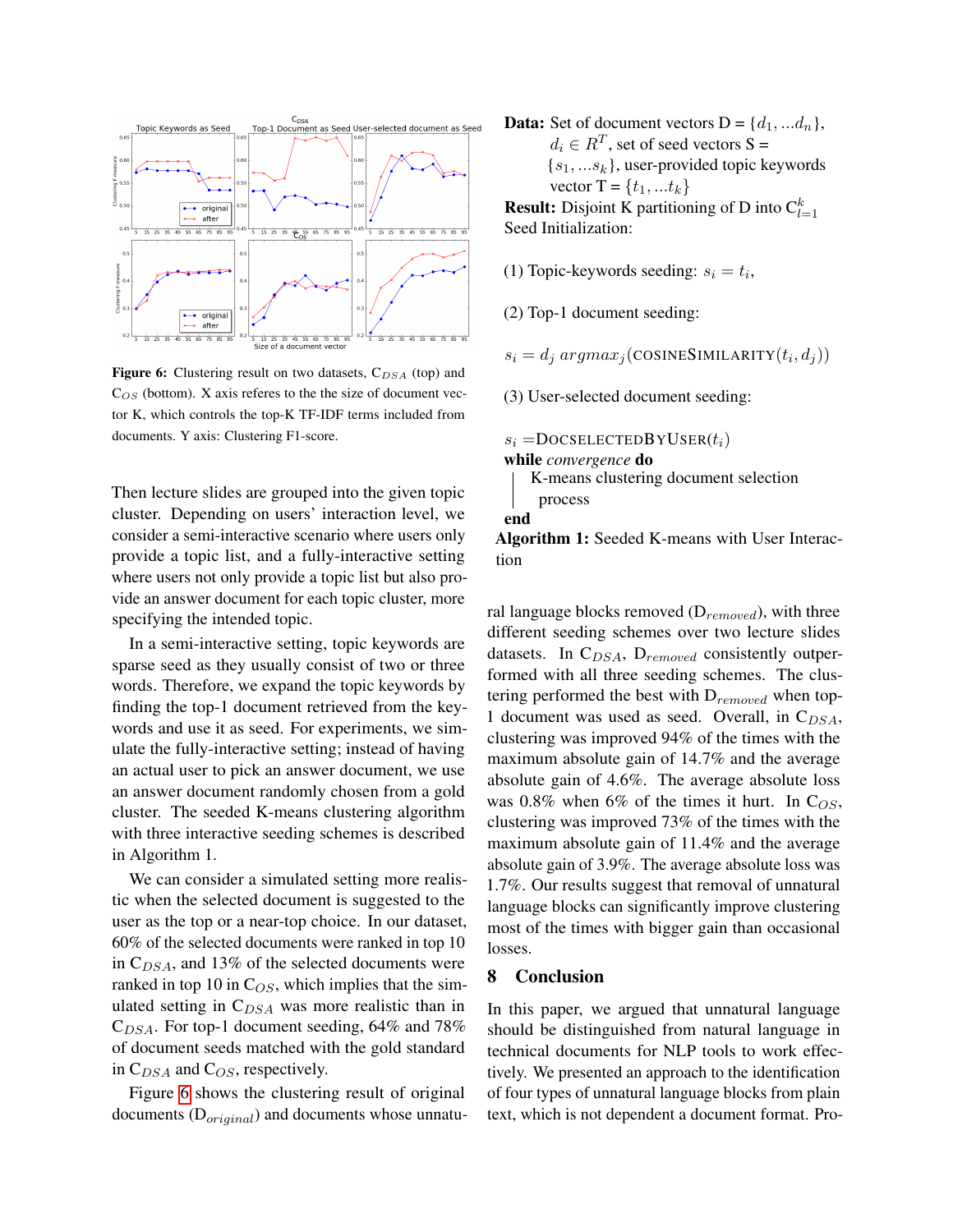Figure 6: Clustering result on two datasets, $C_{DSA}$ (top) and $C_{OS}$ (bottom). X axis referes to the the size of document vector K, which controls the top-K TF-IDF terms included from documents. Y axis: Clustering F1-score.

Then lecture slides are grouped into the given topic cluster. Depending on users' interaction level, we consider a semi-interactive scenario where users only provide a topic list, and a fully-interactive setting where users not only provide a topic list but also provide an answer document for each topic cluster, more specifying the intended topic.

In a semi-interactive setting, topic keywords are sparse seed as they usually consist of two or three words. Therefore, we expand the topic keywords by finding the top-1 document retrieved from the keywords and use it as seed. For experiments, we simulate the fully-interactive setting; instead of having an actual user to pick an answer document, we use an answer document randomly chosen from a gold cluster. The seeded K-means clustering algorithm with three interactive seeding schemes is described in Algorithm 1.

We can consider a simulated setting more realistic when the selected document is suggested to the user as the top or a near-top choice. In our dataset, 60% of the selected documents were ranked in top 10 in $C_{DSA}$, and 13% of the selected documents were ranked in top 10 in $C_{OS}$, which implies that the simulated setting in $C_{DSA}$ was more realistic than in $C_{DSA}$. For top-1 document seeding, 64% and 78% of document seeds matched with the gold standard in $C_{DSA}$ and $C_{OS}$, respectively.

Figure 6 shows the clustering result of original documents ($D_{original}$) and documents whose unnatural language blocks removed ($D_{removed}$), with three different seeding schemes over two lecture slides datasets. In $C_{DSA}$, $D_{removed}$ consistently outperformed with all three seeding schemes. The clustering performed the best with $D_{removed}$ when top-1 document was used as seed. Overall, in $C_{DSA}$, clustering was improved 94% of the times with the maximum absolute gain of 14.7% and the average absolute gain of 4.6%. The average absolute loss was 0.8% when 6% of the times it hurt. In $C_{OS}$, clustering was improved 73% of the times with the maximum absolute gain of 11.4% and the average absolute gain of 3.9%. The average absolute loss was 1.7%. Our results suggest that removal of unnatural language blocks can significantly improve clustering most of the times with bigger gain than occasional losses.

**Data:** Set of document vectors D = $\{d_1, ...d_n\}$, $d_i \in R^T$, set of seed vectors S = $\{s_1, ...s_k\}$, user-provided topic keywords vector T = $\{t_1, ...t_k\}$

**Result:** Disjoint K partitioning of D into $C_{l=1}^{k}$

Seed Initialization:

(1) Topic-keywords seeding: $s_i = t_i$,

(2) Top-1 document seeding:

$s_i = d_j \; argmax_j(\text{COSINESIMILARITY}(t_i, d_j))$

(3) User-selected document seeding:

$s_i = \text{DOCSELECTEDBYUSER}(t_i)$

**while** *convergence* **do**

  K-means clustering document selection process

**end**

**Algorithm 1:** Seeded K-means with User Interaction

## 8 Conclusion

In this paper, we argued that unnatural language should be distinguished from natural language in technical documents for NLP tools to work effectively. We presented an approach to the identification of four types of unnatural language blocks from plain text, which is not dependent a document format. Pro-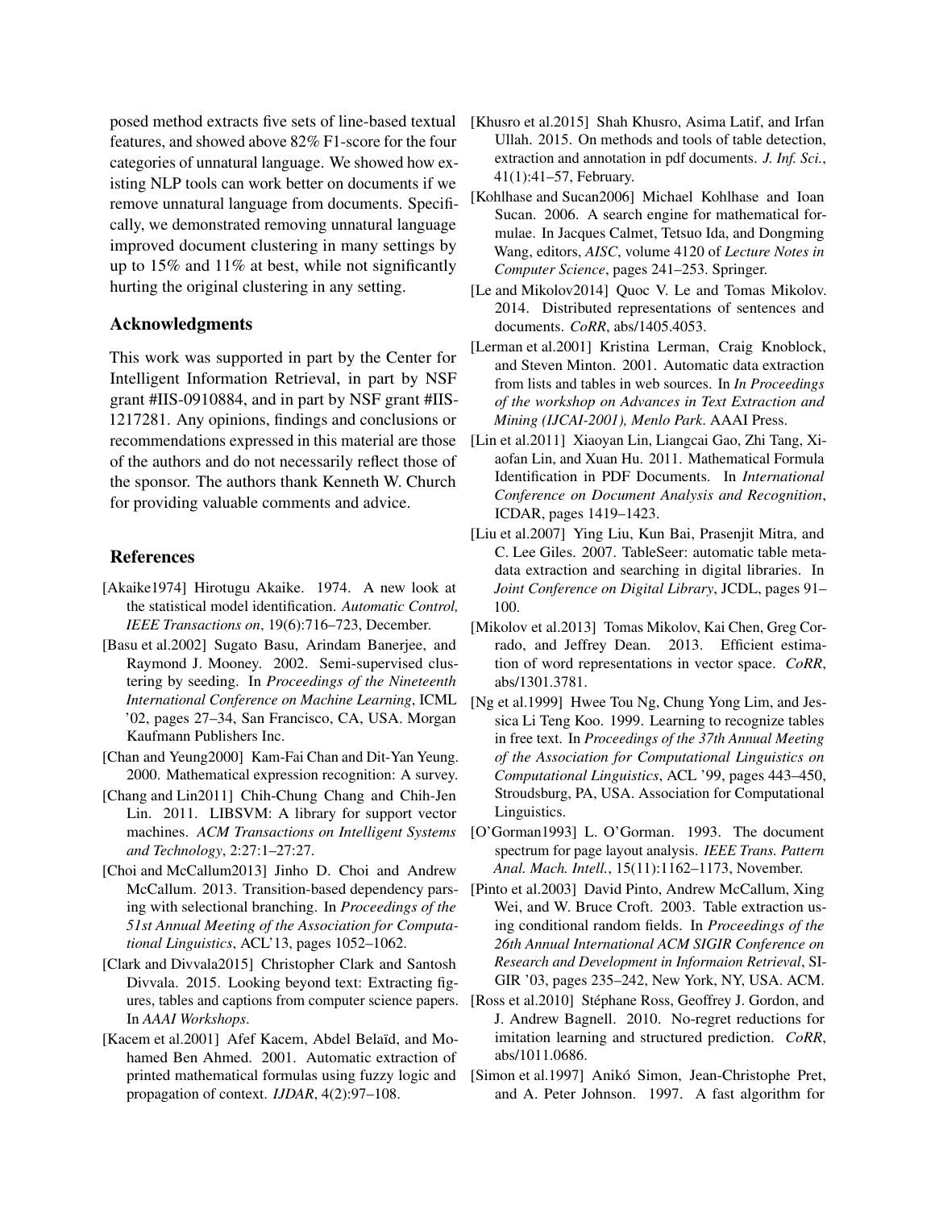posed method extracts five sets of line-based textual features, and showed above 82% F1-score for the four categories of unnatural language. We showed how existing NLP tools can work better on documents if we remove unnatural language from documents. Specifically, we demonstrated removing unnatural language improved document clustering in many settings by up to 15% and 11% at best, while not significantly hurting the original clustering in any setting.

## Acknowledgments

This work was supported in part by the Center for Intelligent Information Retrieval, in part by NSF grant #IIS-0910884, and in part by NSF grant #IIS-1217281. Any opinions, findings and conclusions or recommendations expressed in this material are those of the authors and do not necessarily reflect those of the sponsor. The authors thank Kenneth W. Church for providing valuable comments and advice.

## References

[Akaike1974] Hirotugu Akaike. 1974. A new look at the statistical model identification. *Automatic Control, IEEE Transactions on*, 19(6):716–723, December.

[Basu et al.2002] Sugato Basu, Arindam Banerjee, and Raymond J. Mooney. 2002. Semi-supervised clustering by seeding. In *Proceedings of the Nineteenth International Conference on Machine Learning*, ICML '02, pages 27–34, San Francisco, CA, USA. Morgan Kaufmann Publishers Inc.

[Chan and Yeung2000] Kam-Fai Chan and Dit-Yan Yeung. 2000. Mathematical expression recognition: A survey.

[Chang and Lin2011] Chih-Chung Chang and Chih-Jen Lin. 2011. LIBSVM: A library for support vector machines. *ACM Transactions on Intelligent Systems and Technology*, 2:27:1–27:27.

[Choi and McCallum2013] Jinho D. Choi and Andrew McCallum. 2013. Transition-based dependency parsing with selectional branching. In *Proceedings of the 51st Annual Meeting of the Association for Computational Linguistics*, ACL'13, pages 1052–1062.

[Clark and Divvala2015] Christopher Clark and Santosh Divvala. 2015. Looking beyond text: Extracting figures, tables and captions from computer science papers. In *AAAI Workshops*.

[Kacem et al.2001] Afef Kacem, Abdel Belaïd, and Mohamed Ben Ahmed. 2001. Automatic extraction of printed mathematical formulas using fuzzy logic and propagation of context. *IJDAR*, 4(2):97–108.

[Khusro et al.2015] Shah Khusro, Asima Latif, and Irfan Ullah. 2015. On methods and tools of table detection, extraction and annotation in pdf documents. *J. Inf. Sci.*, 41(1):41–57, February.

[Kohlhase and Sucan2006] Michael Kohlhase and Ioan Sucan. 2006. A search engine for mathematical formulae. In Jacques Calmet, Tetsuo Ida, and Dongming Wang, editors, *AISC*, volume 4120 of *Lecture Notes in Computer Science*, pages 241–253. Springer.

[Le and Mikolov2014] Quoc V. Le and Tomas Mikolov. 2014. Distributed representations of sentences and documents. *CoRR*, abs/1405.4053.

[Lerman et al.2001] Kristina Lerman, Craig Knoblock, and Steven Minton. 2001. Automatic data extraction from lists and tables in web sources. In *In Proceedings of the workshop on Advances in Text Extraction and Mining (IJCAI-2001), Menlo Park*. AAAI Press.

[Lin et al.2011] Xiaoyan Lin, Liangcai Gao, Zhi Tang, Xiaofan Lin, and Xuan Hu. 2011. Mathematical Formula Identification in PDF Documents. In *International Conference on Document Analysis and Recognition*, ICDAR, pages 1419–1423.

[Liu et al.2007] Ying Liu, Kun Bai, Prasenjit Mitra, and C. Lee Giles. 2007. TableSeer: automatic table metadata extraction and searching in digital libraries. In *Joint Conference on Digital Library*, JCDL, pages 91–100.

[Mikolov et al.2013] Tomas Mikolov, Kai Chen, Greg Corrado, and Jeffrey Dean. 2013. Efficient estimation of word representations in vector space. *CoRR*, abs/1301.3781.

[Ng et al.1999] Hwee Tou Ng, Chung Yong Lim, and Jessica Li Teng Koo. 1999. Learning to recognize tables in free text. In *Proceedings of the 37th Annual Meeting of the Association for Computational Linguistics on Computational Linguistics*, ACL '99, pages 443–450, Stroudsburg, PA, USA. Association for Computational Linguistics.

[O'Gorman1993] L. O'Gorman. 1993. The document spectrum for page layout analysis. *IEEE Trans. Pattern Anal. Mach. Intell.*, 15(11):1162–1173, November.

[Pinto et al.2003] David Pinto, Andrew McCallum, Xing Wei, and W. Bruce Croft. 2003. Table extraction using conditional random fields. In *Proceedings of the 26th Annual International ACM SIGIR Conference on Research and Development in Informaion Retrieval*, SIGIR '03, pages 235–242, New York, NY, USA. ACM.

[Ross et al.2010] Stéphane Ross, Geoffrey J. Gordon, and J. Andrew Bagnell. 2010. No-regret reductions for imitation learning and structured prediction. *CoRR*, abs/1011.0686.

[Simon et al.1997] Anikó Simon, Jean-Christophe Pret, and A. Peter Johnson. 1997. A fast algorithm for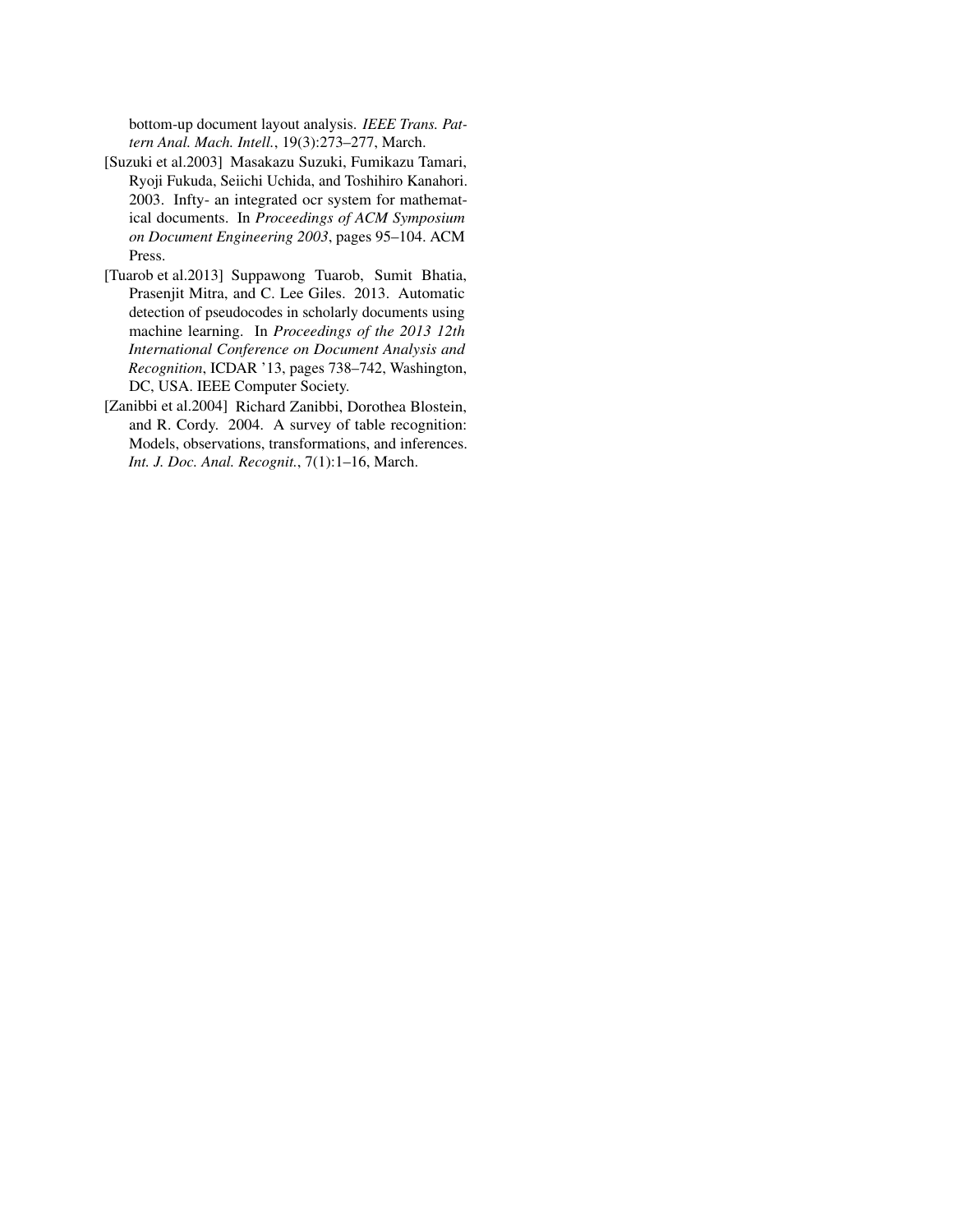bottom-up document layout analysis. *IEEE Trans. Pattern Anal. Mach. Intell.*, 19(3):273–277, March.

[Suzuki et al.2003] Masakazu Suzuki, Fumikazu Tamari, Ryoji Fukuda, Seiichi Uchida, and Toshihiro Kanahori. 2003. Infty- an integrated ocr system for mathematical documents. In *Proceedings of ACM Symposium on Document Engineering 2003*, pages 95–104. ACM Press.

[Tuarob et al.2013] Suppawong Tuarob, Sumit Bhatia, Prasenjit Mitra, and C. Lee Giles. 2013. Automatic detection of pseudocodes in scholarly documents using machine learning. In *Proceedings of the 2013 12th International Conference on Document Analysis and Recognition*, ICDAR '13, pages 738–742, Washington, DC, USA. IEEE Computer Society.

[Zanibbi et al.2004] Richard Zanibbi, Dorothea Blostein, and R. Cordy. 2004. A survey of table recognition: Models, observations, transformations, and inferences. *Int. J. Doc. Anal. Recognit.*, 7(1):1–16, March.